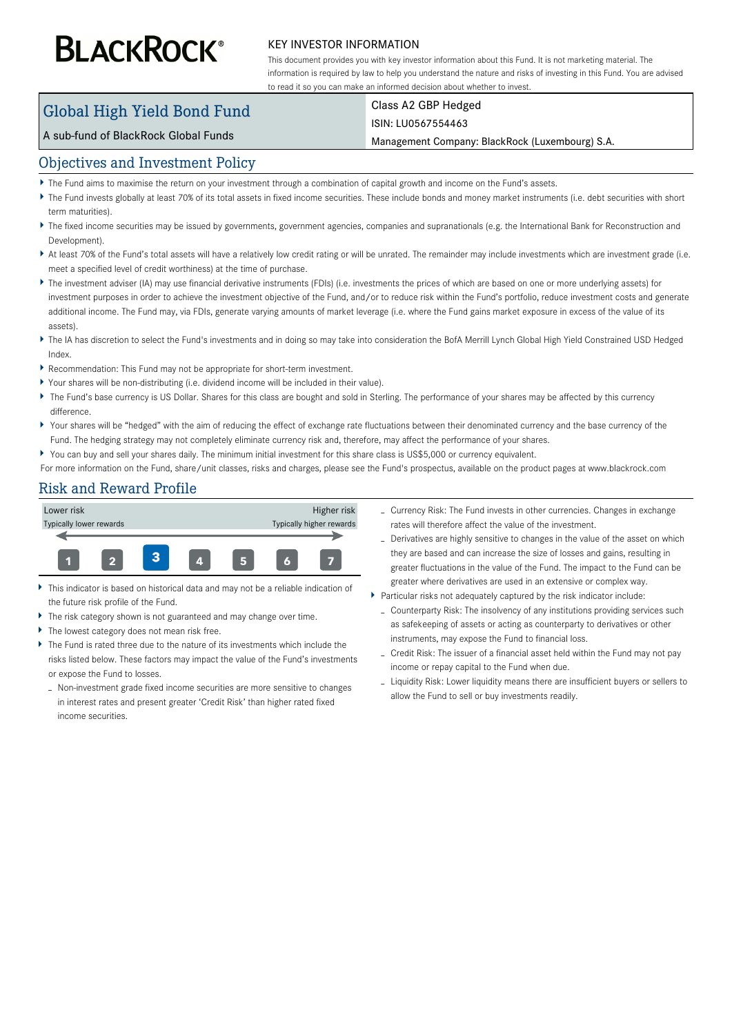# BLACKROCK®

## KEY INVESTOR INFORMATION

This document provides you with key investor information about this Fund. It is not marketing material. The information is required by law to help you understand the nature and risks of investing in this Fund. You are advised to read it so you can make an informed decision about whether to invest.

| Global High Yield Bond Fund | Class A2 GBP Hedged |
| --- | --- |
| A sub-fund of BlackRock Global Funds | ISIN: LU0567554463 |
| | Management Company: BlackRock (Luxembourg) S.A. |

## Objectives and Investment Policy

- The Fund aims to maximise the return on your investment through a combination of capital growth and income on the Fund's assets.
- The Fund invests globally at least 70% of its total assets in fixed income securities. These include bonds and money market instruments (i.e. debt securities with short term maturities).
- The fixed income securities may be issued by governments, government agencies, companies and supranationals (e.g. the International Bank for Reconstruction and Development).
- At least 70% of the Fund's total assets will have a relatively low credit rating or will be unrated. The remainder may include investments which are investment grade (i.e. meet a specified level of credit worthiness) at the time of purchase.
- The investment adviser (IA) may use financial derivative instruments (FDIs) (i.e. investments the prices of which are based on one or more underlying assets) for investment purposes in order to achieve the investment objective of the Fund, and/or to reduce risk within the Fund's portfolio, reduce investment costs and generate additional income. The Fund may, via FDIs, generate varying amounts of market leverage (i.e. where the Fund gains market exposure in excess of the value of its assets).
- The IA has discretion to select the Fund's investments and in doing so may take into consideration the BofA Merrill Lynch Global High Yield Constrained USD Hedged Index.
- Recommendation: This Fund may not be appropriate for short-term investment.
- Your shares will be non-distributing (i.e. dividend income will be included in their value).
- The Fund's base currency is US Dollar. Shares for this class are bought and sold in Sterling. The performance of your shares may be affected by this currency difference.
- Your shares will be "hedged" with the aim of reducing the effect of exchange rate fluctuations between their denominated currency and the base currency of the Fund. The hedging strategy may not completely eliminate currency risk and, therefore, may affect the performance of your shares.
- You can buy and sell your shares daily. The minimum initial investment for this share class is US$5,000 or currency equivalent.

For more information on the Fund, share/unit classes, risks and charges, please see the Fund's prospectus, available on the product pages at www.blackrock.com

## Risk and Reward Profile

| Lower risk<br>Typically lower rewards | | | | | | Higher risk<br>Typically higher rewards |
| --- | --- | --- | --- | --- | --- | --- |
| 1 | 2 | **3** | 4 | 5 | 6 | 7 |

- This indicator is based on historical data and may not be a reliable indication of the future risk profile of the Fund.
- The risk category shown is not guaranteed and may change over time.
- The lowest category does not mean risk free.
- The Fund is rated three due to the nature of its investments which include the risks listed below. These factors may impact the value of the Fund's investments or expose the Fund to losses.
  - Non-investment grade fixed income securities are more sensitive to changes in interest rates and present greater 'Credit Risk' than higher rated fixed income securities.
  - Currency Risk: The Fund invests in other currencies. Changes in exchange rates will therefore affect the value of the investment.
  - Derivatives are highly sensitive to changes in the value of the asset on which they are based and can increase the size of losses and gains, resulting in greater fluctuations in the value of the Fund. The impact to the Fund can be greater where derivatives are used in an extensive or complex way.
- Particular risks not adequately captured by the risk indicator include:
  - Counterparty Risk: The insolvency of any institutions providing services such as safekeeping of assets or acting as counterparty to derivatives or other instruments, may expose the Fund to financial loss.
  - Credit Risk: The issuer of a financial asset held within the Fund may not pay income or repay capital to the Fund when due.
  - Liquidity Risk: Lower liquidity means there are insufficient buyers or sellers to allow the Fund to sell or buy investments readily.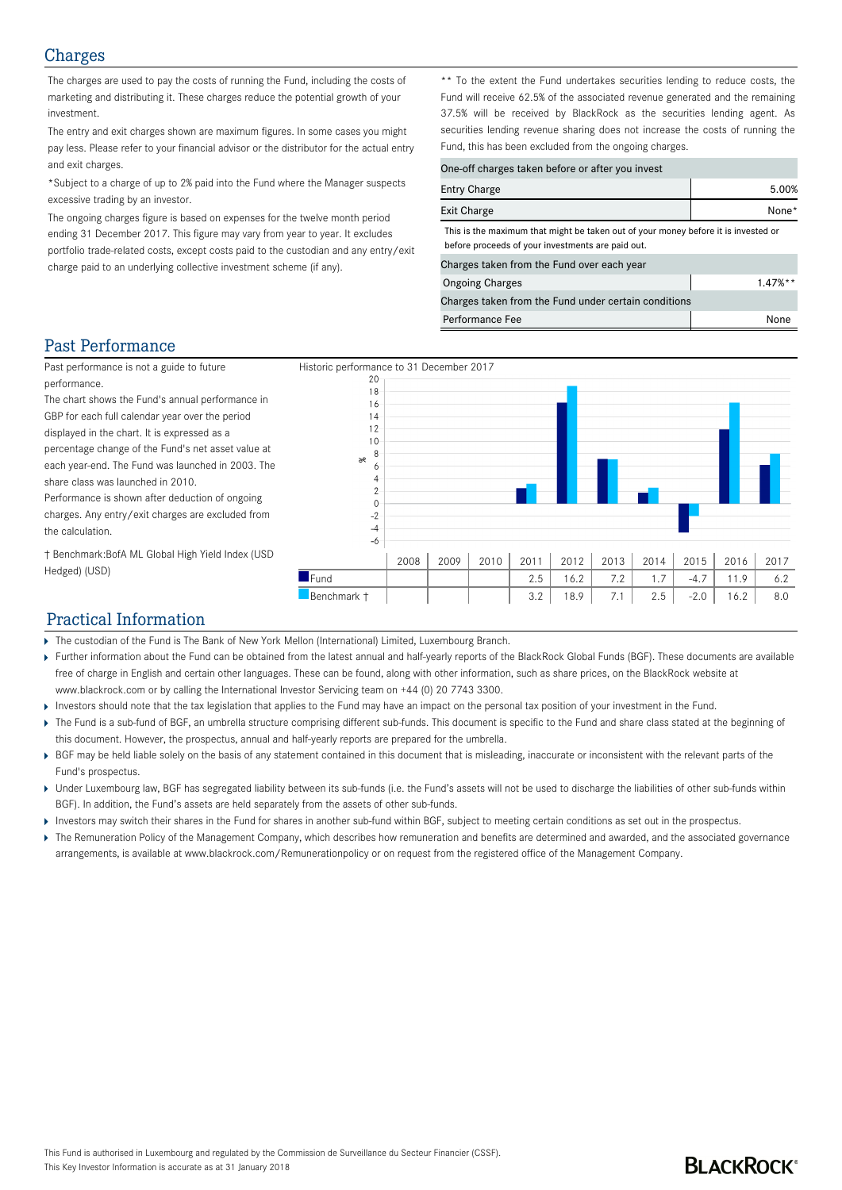## Charges

The charges are used to pay the costs of running the Fund, including the costs of marketing and distributing it. These charges reduce the potential growth of your investment.

The entry and exit charges shown are maximum figures. In some cases you might pay less. Please refer to your financial advisor or the distributor for the actual entry and exit charges.

*Subject to a charge of up to 2% paid into the Fund where the Manager suspects excessive trading by an investor.

The ongoing charges figure is based on expenses for the twelve month period ending 31 December 2017. This figure may vary from year to year. It excludes portfolio trade-related costs, except costs paid to the custodian and any entry/exit charge paid to an underlying collective investment scheme (if any).

** To the extent the Fund undertakes securities lending to reduce costs, the Fund will receive 62.5% of the associated revenue generated and the remaining 37.5% will be received by BlackRock as the securities lending agent. As securities lending revenue sharing does not increase the costs of running the Fund, this has been excluded from the ongoing charges.

| One-off charges taken before or after you invest | |
|---|---|
| Entry Charge | 5.00% |
| Exit Charge | None* |
| This is the maximum that might be taken out of your money before it is invested or before proceeds of your investments are paid out. | |
| **Charges taken from the Fund over each year** | |
| Ongoing Charges | 1.47%** |
| **Charges taken from the Fund under certain conditions** | |
| Performance Fee | None |

## Past Performance

Past performance is not a guide to future performance.

The chart shows the Fund's annual performance in GBP for each full calendar year over the period displayed in the chart. It is expressed as a percentage change of the Fund's net asset value at each year-end. The Fund was launched in 2003. The share class was launched in 2010.

Performance is shown after deduction of ongoing charges. Any entry/exit charges are excluded from the calculation.

† Benchmark:BofA ML Global High Yield Index (USD Hedged) (USD)

Historic performance to 31 December 2017

%

20 18 16 14 12 10 8 6 4 2 0 -2 -4 -6

| | 2008 | 2009 | 2010 | 2011 | 2012 | 2013 | 2014 | 2015 | 2016 | 2017 |
|---|---|---|---|---|---|---|---|---|---|---|
| Fund | | | | 2.5 | 16.2 | 7.2 | 1.7 | -4.7 | 11.9 | 6.2 |
| Benchmark † | | | | 3.2 | 18.9 | 7.1 | 2.5 | -2.0 | 16.2 | 8.0 |

## Practical Information

- The custodian of the Fund is The Bank of New York Mellon (International) Limited, Luxembourg Branch.
- Further information about the Fund can be obtained from the latest annual and half-yearly reports of the BlackRock Global Funds (BGF). These documents are available free of charge in English and certain other languages. These can be found, along with other information, such as share prices, on the BlackRock website at www.blackrock.com or by calling the International Investor Servicing team on +44 (0) 20 7743 3300.
- Investors should note that the tax legislation that applies to the Fund may have an impact on the personal tax position of your investment in the Fund.
- The Fund is a sub-fund of BGF, an umbrella structure comprising different sub-funds. This document is specific to the Fund and share class stated at the beginning of this document. However, the prospectus, annual and half-yearly reports are prepared for the umbrella.
- BGF may be held liable solely on the basis of any statement contained in this document that is misleading, inaccurate or inconsistent with the relevant parts of the Fund's prospectus.
- Under Luxembourg law, BGF has segregated liability between its sub-funds (i.e. the Fund's assets will not be used to discharge the liabilities of other sub-funds within BGF). In addition, the Fund's assets are held separately from the assets of other sub-funds.
- Investors may switch their shares in the Fund for shares in another sub-fund within BGF, subject to meeting certain conditions as set out in the prospectus.
- The Remuneration Policy of the Management Company, which describes how remuneration and benefits are determined and awarded, and the associated governance arrangements, is available at www.blackrock.com/Remunerationpolicy or on request from the registered office of the Management Company.

This Fund is authorised in Luxembourg and regulated by the Commission de Surveillance du Secteur Financier (CSSF).
This Key Investor Information is accurate as at 31 January 2018

BLACKROCK®